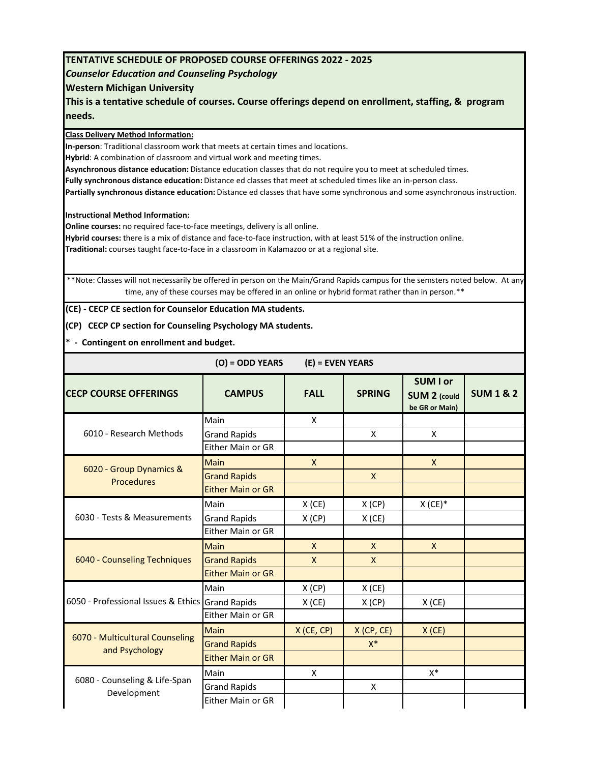# TENTATIVE SCHEDULE OF PROPOSED COURSE OFFERINGS 2022 - 2025

***Counselor Education and Counseling Psychology***

**Western Michigan University**

**This is a tentative schedule of courses. Course offerings depend on enrollment, staffing, & program needs.**

**Class Delivery Method Information:**

**In-person**: Traditional classroom work that meets at certain times and locations.
**Hybrid**: A combination of classroom and virtual work and meeting times.
**Asynchronous distance education:** Distance education classes that do not require you to meet at scheduled times.
**Fully synchronous distance education:** Distance ed classes that meet at scheduled times like an in-person class.
**Partially synchronous distance education:** Distance ed classes that have some synchronous and some asynchronous instruction.

**Instructional Method Information:**

**Online courses:** no required face-to-face meetings, delivery is all online.
**Hybrid courses:** there is a mix of distance and face-to-face instruction, with at least 51% of the instruction online.
**Traditional:** courses taught face-to-face in a classroom in Kalamazoo or at a regional site.

**Note: Classes will not necessarily be offered in person on the Main/Grand Rapids campus for the semsters noted below. At any time, any of these courses may be offered in an online or hybrid format rather than in person.**

**(CE) - CECP CE section for Counselor Education MA students.**

**(CP) CECP CP section for Counseling Psychology MA students.**

**\* - Contingent on enrollment and budget.**

**(O) = ODD YEARS (E) = EVEN YEARS**

| CECP COURSE OFFERINGS | CAMPUS | FALL | SPRING | SUM I or SUM 2 (could be GR or Main) | SUM 1 & 2 |
|---|---|---|---|---|---|
| 6010 - Research Methods | Main | X | | | |
| | Grand Rapids | | X | X | |
| | Either Main or GR | | | | |
| 6020 - Group Dynamics & Procedures | Main | X | | X | |
| | Grand Rapids | | X | | |
| | Either Main or GR | | | | |
| 6030 - Tests & Measurements | Main | X (CE) | X (CP) | X (CE)* | |
| | Grand Rapids | X (CP) | X (CE) | | |
| | Either Main or GR | | | | |
| 6040 - Counseling Techniques | Main | X | X | X | |
| | Grand Rapids | X | X | | |
| | Either Main or GR | | | | |
| 6050 - Professional Issues & Ethics | Main | X (CP) | X (CE) | | |
| | Grand Rapids | X (CE) | X (CP) | X (CE) | |
| | Either Main or GR | | | | |
| 6070 - Multicultural Counseling and Psychology | Main | X (CE, CP) | X (CP, CE) | X (CE) | |
| | Grand Rapids | | X* | | |
| | Either Main or GR | | | | |
| 6080 - Counseling & Life-Span Development | Main | X | | X* | |
| | Grand Rapids | | X | | |
| | Either Main or GR | | | | |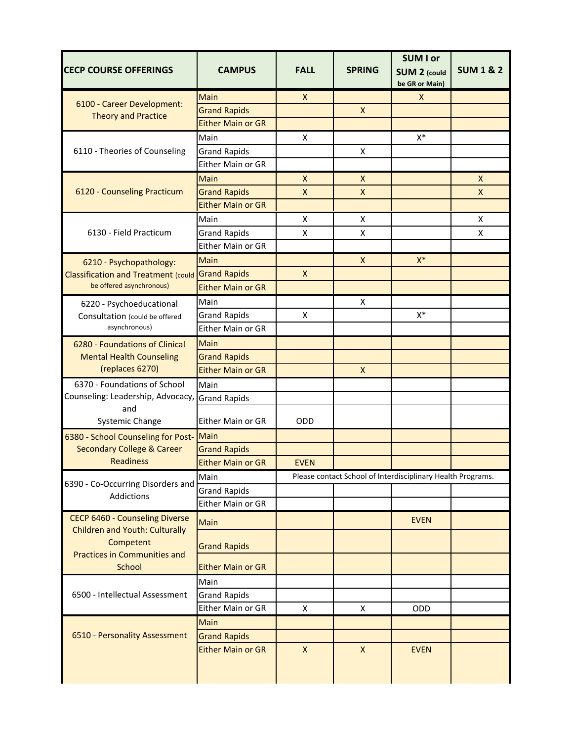| CECP COURSE OFFERINGS | CAMPUS | FALL | SPRING | SUM I or SUM 2 (could be GR or Main) | SUM 1 & 2 |
|---|---|---|---|---|---|
| 6100 - Career Development: Theory and Practice | Main | X | | X | |
| | Grand Rapids | | X | | |
| | Either Main or GR | | | | |
| 6110 - Theories of Counseling | Main | X | | X* | |
| | Grand Rapids | | X | | |
| | Either Main or GR | | | | |
| 6120 - Counseling Practicum | Main | X | X | | X |
| | Grand Rapids | X | X | | X |
| | Either Main or GR | | | | |
| 6130 - Field Practicum | Main | X | X | | X |
| | Grand Rapids | X | X | | X |
| | Either Main or GR | | | | |
| 6210 - Psychopathology: Classification and Treatment (could be offered asynchronous) | Main | | X | X* | |
| | Grand Rapids | X | | | |
| | Either Main or GR | | | | |
| 6220 - Psychoeducational Consultation (could be offered asynchronous) | Main | | X | | |
| | Grand Rapids | X | | X* | |
| | Either Main or GR | | | | |
| 6280 - Foundations of Clinical Mental Health Counseling (replaces 6270) | Main | | | | |
| | Grand Rapids | | | | |
| | Either Main or GR | | X | | |
| 6370 - Foundations of School Counseling: Leadership, Advocacy, and Systemic Change | Main | | | | |
| | Grand Rapids | | | | |
| | Either Main or GR | ODD | | | |
| 6380 - School Counseling for Post-Secondary College & Career Readiness | Main | | | | |
| | Grand Rapids | | | | |
| | Either Main or GR | EVEN | | | |
| 6390 - Co-Occurring Disorders and Addictions | Main | Please contact School of Interdisciplinary Health Programs. | | | |
| | Grand Rapids | | | | |
| | Either Main or GR | | | | |
| CECP 6460 - Counseling Diverse Children and Youth: Culturally Competent Practices in Communities and School | Main | | | EVEN | |
| | Grand Rapids | | | | |
| | Either Main or GR | | | | |
| 6500 - Intellectual Assessment | Main | | | | |
| | Grand Rapids | | | | |
| | Either Main or GR | X | X | ODD | |
| 6510 - Personality Assessment | Main | | | | |
| | Grand Rapids | | | | |
| | Either Main or GR | X | X | EVEN | |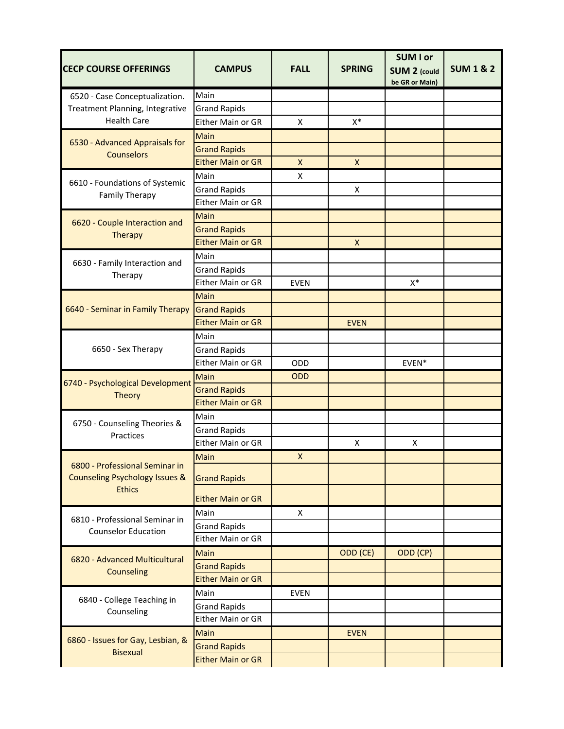| CECP COURSE OFFERINGS | CAMPUS | FALL | SPRING | SUM I or SUM 2 (could be GR or Main) | SUM 1 & 2 |
|---|---|---|---|---|---|
| 6520 - Case Conceptualization. Treatment Planning, Integrative Health Care | Main | | | | |
| | Grand Rapids | | | | |
| | Either Main or GR | X | X* | | |
| 6530 - Advanced Appraisals for Counselors | Main | | | | |
| | Grand Rapids | | | | |
| | Either Main or GR | X | X | | |
| 6610 - Foundations of Systemic Family Therapy | Main | X | | | |
| | Grand Rapids | | X | | |
| | Either Main or GR | | | | |
| 6620 - Couple Interaction and Therapy | Main | | | | |
| | Grand Rapids | | | | |
| | Either Main or GR | | X | | |
| 6630 - Family Interaction and Therapy | Main | | | | |
| | Grand Rapids | | | | |
| | Either Main or GR | EVEN | | X* | |
| 6640 - Seminar in Family Therapy | Main | | | | |
| | Grand Rapids | | | | |
| | Either Main or GR | | EVEN | | |
| 6650 - Sex Therapy | Main | | | | |
| | Grand Rapids | | | | |
| | Either Main or GR | ODD | | EVEN* | |
| 6740 - Psychological Development Theory | Main | ODD | | | |
| | Grand Rapids | | | | |
| | Either Main or GR | | | | |
| 6750 - Counseling Theories & Practices | Main | | | | |
| | Grand Rapids | | | | |
| | Either Main or GR | | X | X | |
| 6800 - Professional Seminar in Counseling Psychology Issues & Ethics | Main | X | | | |
| | Grand Rapids | | | | |
| | Either Main or GR | | | | |
| 6810 - Professional Seminar in Counselor Education | Main | X | | | |
| | Grand Rapids | | | | |
| | Either Main or GR | | | | |
| 6820 - Advanced Multicultural Counseling | Main | | ODD (CE) | ODD (CP) | |
| | Grand Rapids | | | | |
| | Either Main or GR | | | | |
| 6840 - College Teaching in Counseling | Main | EVEN | | | |
| | Grand Rapids | | | | |
| | Either Main or GR | | | | |
| 6860 - Issues for Gay, Lesbian, & Bisexual | Main | | EVEN | | |
| | Grand Rapids | | | | |
| | Either Main or GR | | | | |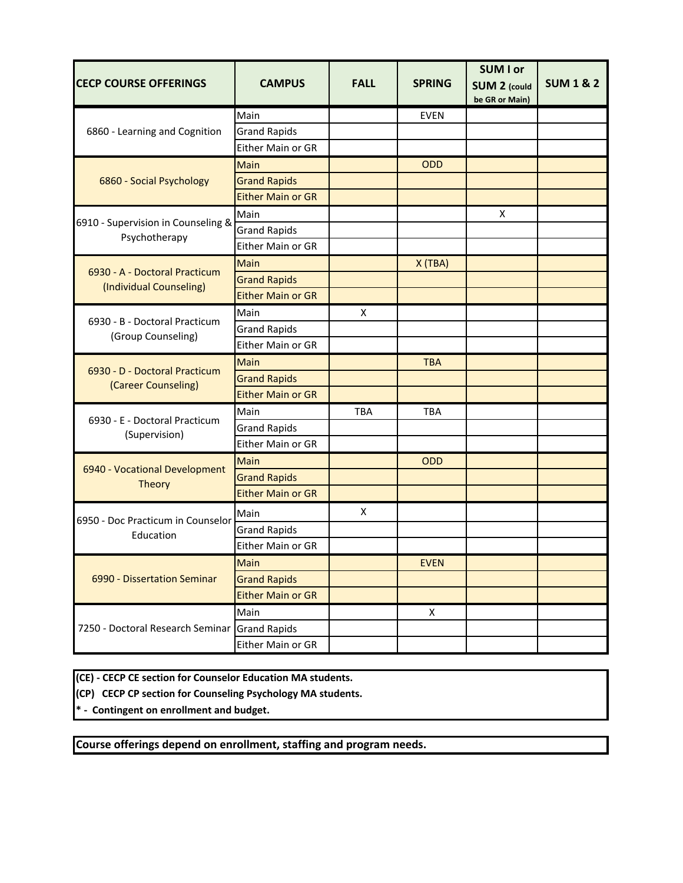| CECP COURSE OFFERINGS | CAMPUS | FALL | SPRING | SUM I or SUM 2 (could be GR or Main) | SUM 1 & 2 |
|---|---|---|---|---|---|
| 6860 - Learning and Cognition | Main | | EVEN | | |
| | Grand Rapids | | | | |
| | Either Main or GR | | | | |
| 6860 - Social Psychology | Main | | ODD | | |
| | Grand Rapids | | | | |
| | Either Main or GR | | | | |
| 6910 - Supervision in Counseling & Psychotherapy | Main | | | X | |
| | Grand Rapids | | | | |
| | Either Main or GR | | | | |
| 6930 - A - Doctoral Practicum (Individual Counseling) | Main | | X (TBA) | | |
| | Grand Rapids | | | | |
| | Either Main or GR | | | | |
| 6930 - B - Doctoral Practicum (Group Counseling) | Main | X | | | |
| | Grand Rapids | | | | |
| | Either Main or GR | | | | |
| 6930 - D - Doctoral Practicum (Career Counseling) | Main | | TBA | | |
| | Grand Rapids | | | | |
| | Either Main or GR | | | | |
| 6930 - E - Doctoral Practicum (Supervision) | Main | TBA | TBA | | |
| | Grand Rapids | | | | |
| | Either Main or GR | | | | |
| 6940 - Vocational Development Theory | Main | | ODD | | |
| | Grand Rapids | | | | |
| | Either Main or GR | | | | |
| 6950 - Doc Practicum in Counselor Education | Main | X | | | |
| | Grand Rapids | | | | |
| | Either Main or GR | | | | |
| 6990 - Dissertation Seminar | Main | | EVEN | | |
| | Grand Rapids | | | | |
| | Either Main or GR | | | | |
| 7250 - Doctoral Research Seminar | Main | | X | | |
| | Grand Rapids | | | | |
| | Either Main or GR | | | | |

**(CE) - CECP CE section for Counselor Education MA students.**
**(CP) CECP CP section for Counseling Psychology MA students.**
**\* - Contingent on enrollment and budget.**

**Course offerings depend on enrollment, staffing and program needs.**